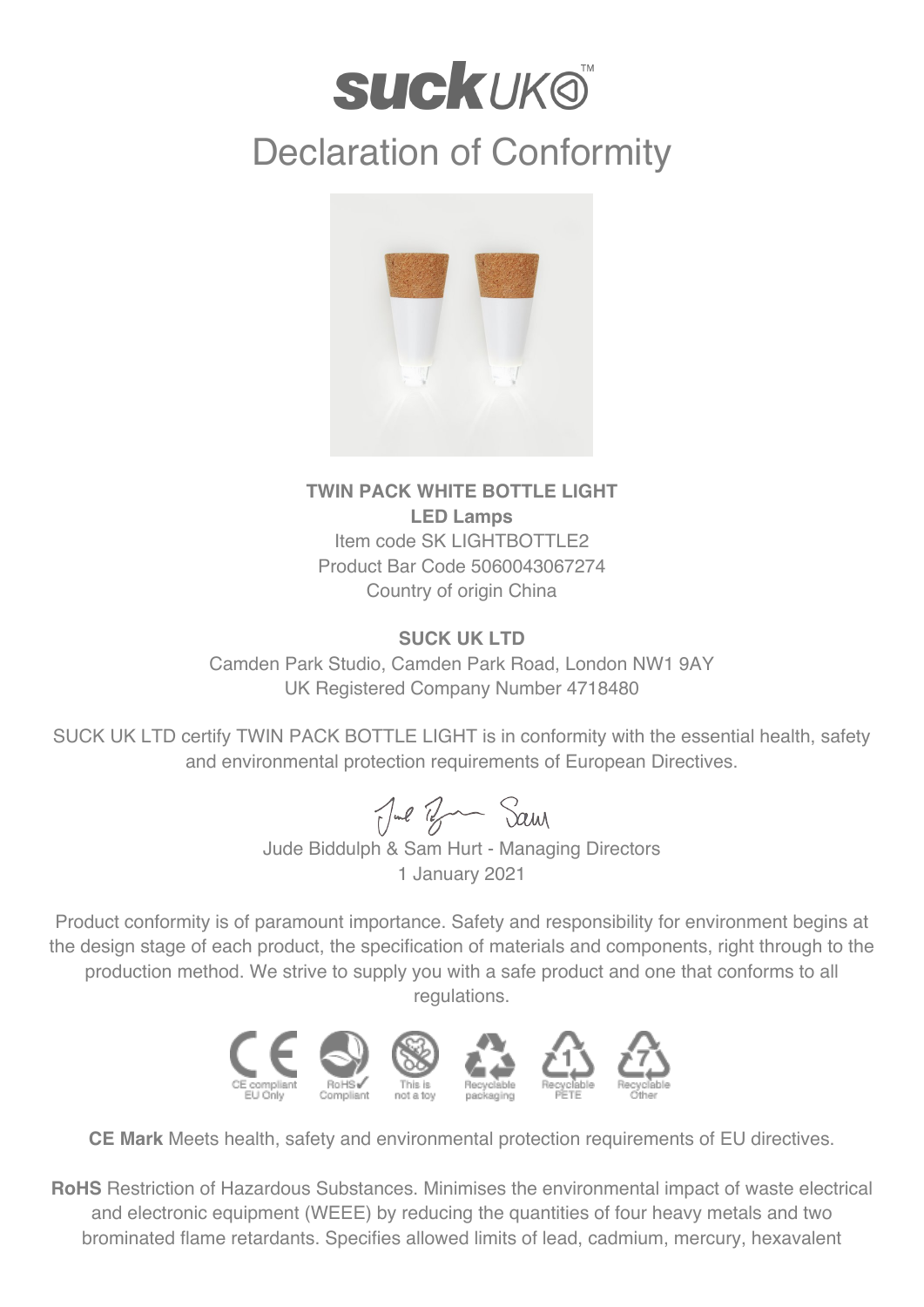# suck UK™

# Declaration of Conformity

**TWIN PACK WHITE BOTTLE LIGHT**
**LED Lamps**
Item code SK LIGHTBOTTLE2
Product Bar Code 5060043067274
Country of origin China

**SUCK UK LTD**
Camden Park Studio, Camden Park Road, London NW1 9AY
UK Registered Company Number 4718480

SUCK UK LTD certify TWIN PACK BOTTLE LIGHT is in conformity with the essential health, safety and environmental protection requirements of European Directives.

Jude Biddulph & Sam Hurt - Managing Directors
1 January 2021

Product conformity is of paramount importance. Safety and responsibility for environment begins at the design stage of each product, the specification of materials and components, right through to the production method. We strive to supply you with a safe product and one that conforms to all regulations.

CE compliant EU Only | RoHS✓ Compliant | This is not a toy | Recyclable packaging | Recyclable PETE | Recyclable Other

**CE Mark** Meets health, safety and environmental protection requirements of EU directives.

**RoHS** Restriction of Hazardous Substances. Minimises the environmental impact of waste electrical and electronic equipment (WEEE) by reducing the quantities of four heavy metals and two brominated flame retardants. Specifies allowed limits of lead, cadmium, mercury, hexavalent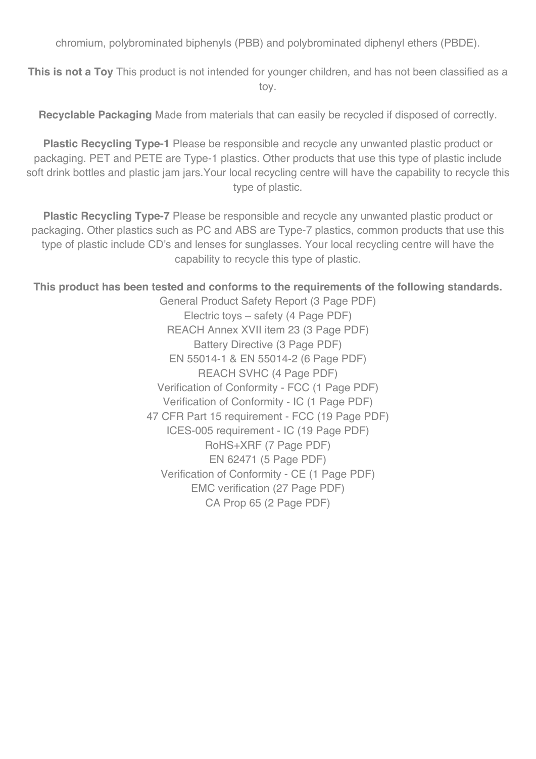chromium, polybrominated biphenyls (PBB) and polybrominated diphenyl ethers (PBDE).

**This is not a Toy** This product is not intended for younger children, and has not been classified as a toy.

**Recyclable Packaging** Made from materials that can easily be recycled if disposed of correctly.

**Plastic Recycling Type-1** Please be responsible and recycle any unwanted plastic product or packaging. PET and PETE are Type-1 plastics. Other products that use this type of plastic include soft drink bottles and plastic jam jars.Your local recycling centre will have the capability to recycle this type of plastic.

**Plastic Recycling Type-7** Please be responsible and recycle any unwanted plastic product or packaging. Other plastics such as PC and ABS are Type-7 plastics, common products that use this type of plastic include CD's and lenses for sunglasses. Your local recycling centre will have the capability to recycle this type of plastic.

**This product has been tested and conforms to the requirements of the following standards.**

General Product Safety Report (3 Page PDF)
Electric toys – safety (4 Page PDF)
REACH Annex XVII item 23 (3 Page PDF)
Battery Directive (3 Page PDF)
EN 55014-1 & EN 55014-2 (6 Page PDF)
REACH SVHC (4 Page PDF)
Verification of Conformity - FCC (1 Page PDF)
Verification of Conformity - IC (1 Page PDF)
47 CFR Part 15 requirement - FCC (19 Page PDF)
ICES-005 requirement - IC (19 Page PDF)
RoHS+XRF (7 Page PDF)
EN 62471 (5 Page PDF)
Verification of Conformity - CE (1 Page PDF)
EMC verification (27 Page PDF)
CA Prop 65 (2 Page PDF)